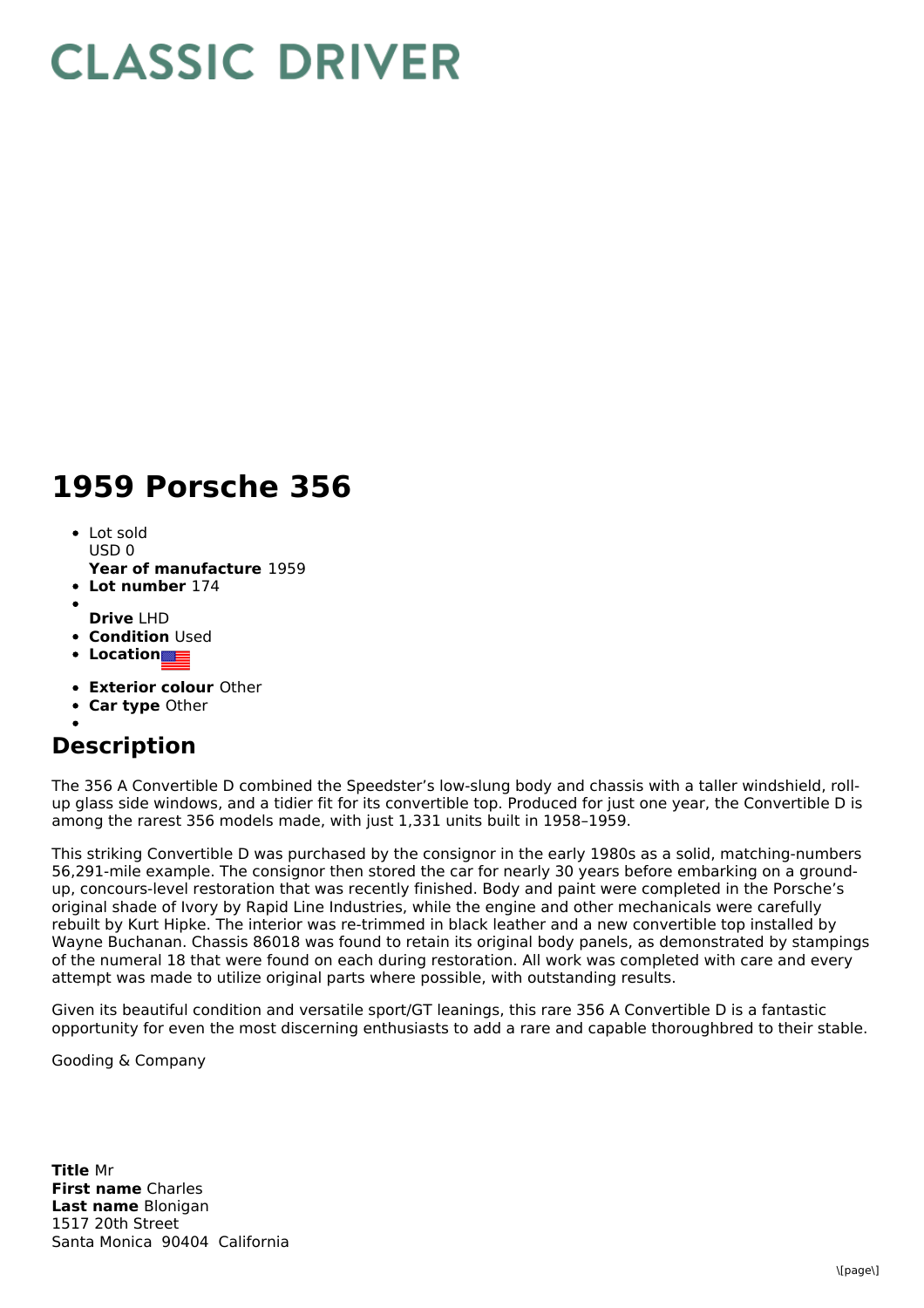# CLASSIC DRIVER

# 1959 Porsche 356

- Lot sold
  USD 0
  **Year of manufacture** 1959
- **Lot number** 174
-
  **Drive** LHD
- **Condition** Used
- **Location**
- **Exterior colour** Other
- **Car type** Other
-

## Description

The 356 A Convertible D combined the Speedster’s low-slung body and chassis with a taller windshield, roll-up glass side windows, and a tidier fit for its convertible top. Produced for just one year, the Convertible D is among the rarest 356 models made, with just 1,331 units built in 1958–1959.

This striking Convertible D was purchased by the consignor in the early 1980s as a solid, matching-numbers 56,291-mile example. The consignor then stored the car for nearly 30 years before embarking on a ground-up, concours-level restoration that was recently finished. Body and paint were completed in the Porsche’s original shade of Ivory by Rapid Line Industries, while the engine and other mechanicals were carefully rebuilt by Kurt Hipke. The interior was re-trimmed in black leather and a new convertible top installed by Wayne Buchanan. Chassis 86018 was found to retain its original body panels, as demonstrated by stampings of the numeral 18 that were found on each during restoration. All work was completed with care and every attempt was made to utilize original parts where possible, with outstanding results.

Given its beautiful condition and versatile sport/GT leanings, this rare 356 A Convertible D is a fantastic opportunity for even the most discerning enthusiasts to add a rare and capable thoroughbred to their stable.

Gooding & Company

**Title** Mr
**First name** Charles
**Last name** Blonigan
1517 20th Street
Santa Monica 90404 California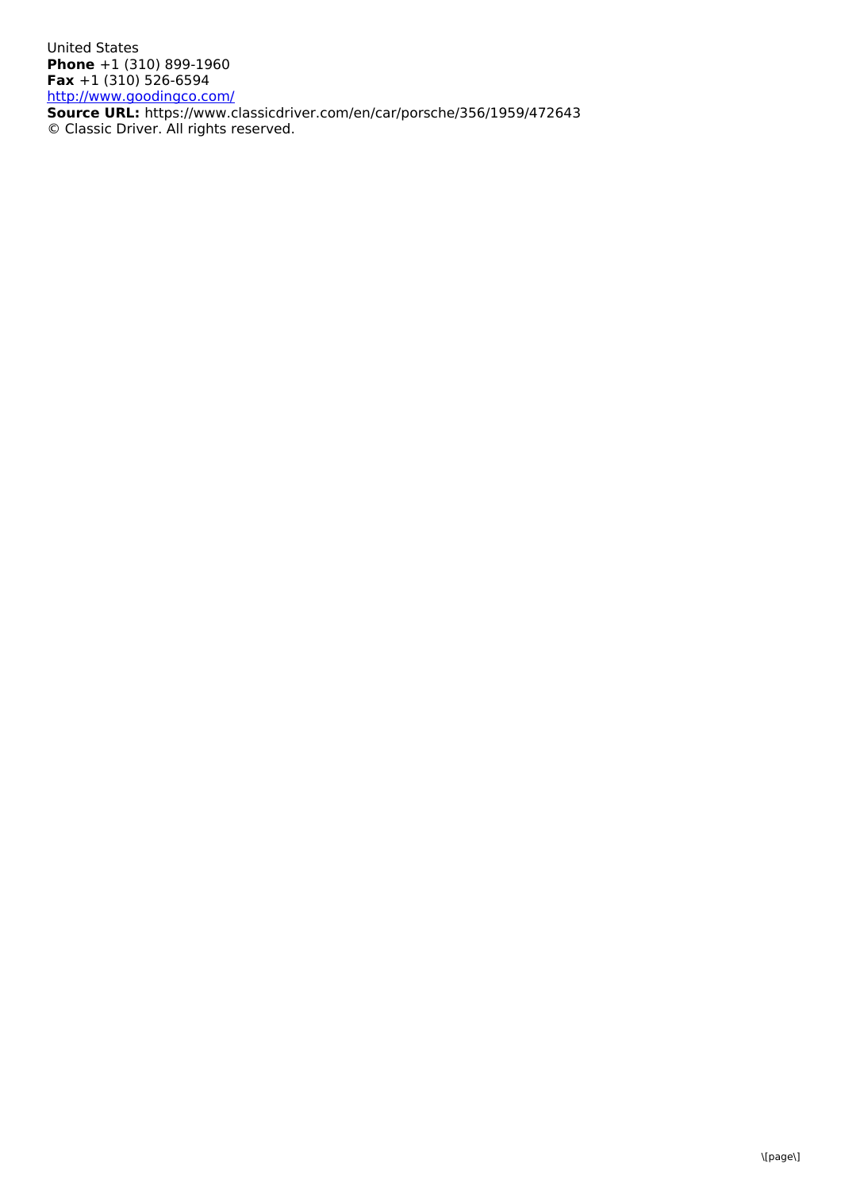United States
**Phone** +1 (310) 899-1960
**Fax** +1 (310) 526-6594
http://www.goodingco.com/
**Source URL:** https://www.classicdriver.com/en/car/porsche/356/1959/472643
© Classic Driver. All rights reserved.